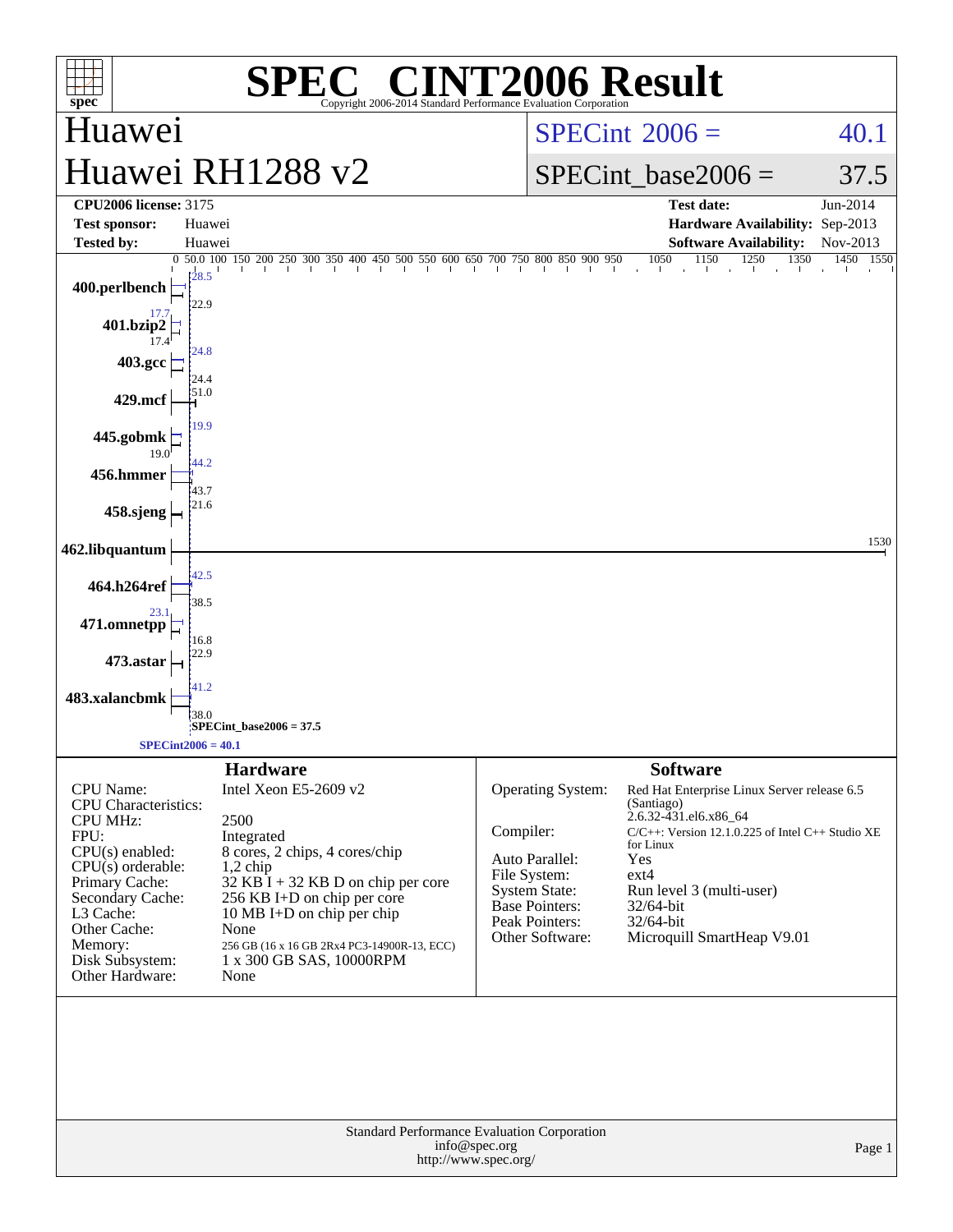# SPEC® CINT2006 Result

Copyright 2006-2014 Standard Performance Evaluation Corporation

## Huawei
## Huawei RH1288 v2

SPECint 2006 = 40.1

SPECint_base2006 = 37.5

| | | | |
|---|---|---|---|
| **CPU2006 license:** 3175 | | **Test date:** | Jun-2014 |
| **Test sponsor:** | Huawei | **Hardware Availability:** | Sep-2013 |
| **Tested by:** | Huawei | **Software Availability:** | Nov-2013 |

| Benchmark | Peak | Base |
|---|---|---|
| 400.perlbench | 28.5 | 22.9 |
| 401.bzip2 | 17.7 | 17.4 |
| 403.gcc | 24.8 | 24.4 |
| 429.mcf | 51.0 | |
| 445.gobmk | 19.9 | 19.0 |
| 456.hmmer | 44.2 | 43.7 |
| 458.sjeng | 21.6 | |
| 462.libquantum | 1530 | |
| 464.h264ref | 42.5 | 38.5 |
| 471.omnetpp | 23.1 | 16.8 |
| 473.astar | 22.9 | |
| 483.xalancbmk | 41.2 | 38.0 |

SPECint_base2006 = 37.5

SPECint2006 = 40.1

### Hardware

| | |
|---|---|
| CPU Name: | Intel Xeon E5-2609 v2 |
| CPU Characteristics: | |
| CPU MHz: | 2500 |
| FPU: | Integrated |
| CPU(s) enabled: | 8 cores, 2 chips, 4 cores/chip |
| CPU(s) orderable: | 1,2 chip |
| Primary Cache: | 32 KB I + 32 KB D on chip per core |
| Secondary Cache: | 256 KB I+D on chip per core |
| L3 Cache: | 10 MB I+D on chip per chip |
| Other Cache: | None |
| Memory: | 256 GB (16 x 16 GB 2Rx4 PC3-14900R-13, ECC) |
| Disk Subsystem: | 1 x 300 GB SAS, 10000RPM |
| Other Hardware: | None |

### Software

| | |
|---|---|
| Operating System: | Red Hat Enterprise Linux Server release 6.5 (Santiago) 2.6.32-431.el6.x86_64 |
| Compiler: | C/C++: Version 12.1.0.225 of Intel C++ Studio XE for Linux |
| Auto Parallel: | Yes |
| File System: | ext4 |
| System State: | Run level 3 (multi-user) |
| Base Pointers: | 32/64-bit |
| Peak Pointers: | 32/64-bit |
| Other Software: | Microquill SmartHeap V9.01 |

Standard Performance Evaluation Corporation
info@spec.org
http://www.spec.org/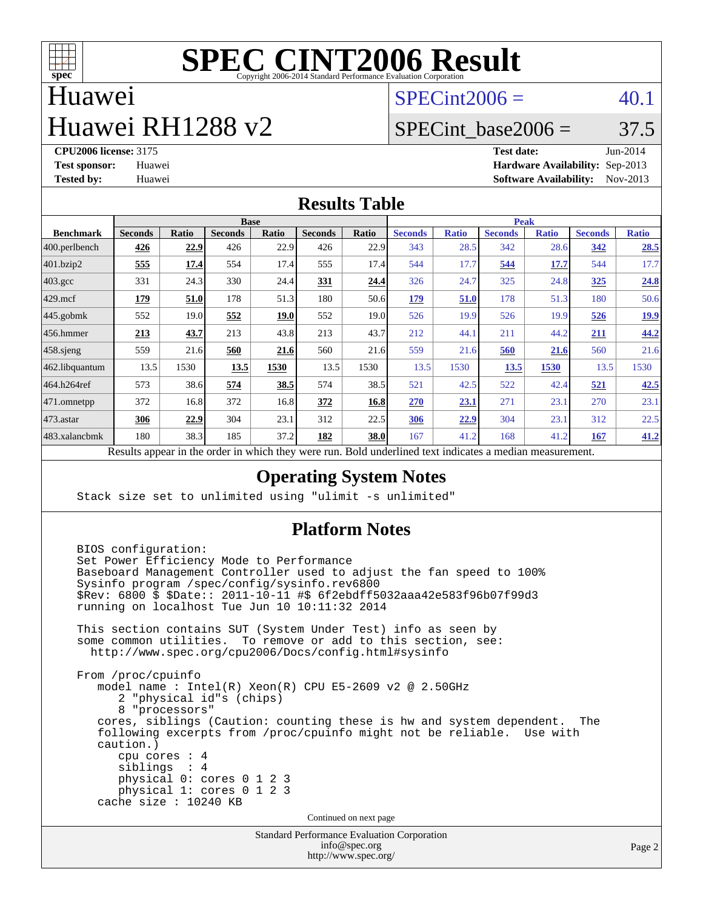# SPEC CINT2006 Result

Copyright 2006-2014 Standard Performance Evaluation Corporation

## Huawei
## Huawei RH1288 v2

SPECint2006 = 40.1

SPECint_base2006 = 37.5

**CPU2006 license:** 3175
**Test sponsor:** Huawei
**Tested by:** Huawei

**Test date:** Jun-2014
**Hardware Availability:** Sep-2013
**Software Availability:** Nov-2013

## Results Table

| Benchmark | Base | | | | | | Peak | | | | | |
|---|---|---|---|---|---|---|---|---|---|---|---|---|
| | Seconds | Ratio | Seconds | Ratio | Seconds | Ratio | Seconds | Ratio | Seconds | Ratio | Seconds | Ratio |
| 400.perlbench | **426** | **22.9** | 426 | 22.9 | 426 | 22.9 | 343 | 28.5 | 342 | 28.6 | **342** | **28.5** |
| 401.bzip2 | **555** | **17.4** | 554 | 17.4 | 555 | 17.4 | 544 | 17.7 | **544** | **17.7** | 544 | 17.7 |
| 403.gcc | 331 | 24.3 | 330 | 24.4 | **331** | **24.4** | 326 | 24.7 | 325 | 24.8 | **325** | **24.8** |
| 429.mcf | **179** | **51.0** | 178 | 51.3 | 180 | 50.6 | **179** | **51.0** | 178 | 51.3 | 180 | 50.6 |
| 445.gobmk | 552 | 19.0 | **552** | **19.0** | 552 | 19.0 | 526 | 19.9 | 526 | 19.9 | **526** | **19.9** |
| 456.hmmer | **213** | **43.7** | 213 | 43.8 | 213 | 43.7 | 212 | 44.1 | 211 | 44.2 | **211** | **44.2** |
| 458.sjeng | 559 | 21.6 | **560** | **21.6** | 560 | 21.6 | 559 | 21.6 | **560** | **21.6** | 560 | 21.6 |
| 462.libquantum | 13.5 | 1530 | **13.5** | **1530** | 13.5 | 1530 | 13.5 | 1530 | **13.5** | **1530** | 13.5 | 1530 |
| 464.h264ref | 573 | 38.6 | **574** | **38.5** | 574 | 38.5 | 521 | 42.5 | 522 | 42.4 | **521** | **42.5** |
| 471.omnetpp | 372 | 16.8 | 372 | 16.8 | **372** | **16.8** | **270** | **23.1** | 271 | 23.1 | 270 | 23.1 |
| 473.astar | **306** | **22.9** | 304 | 23.1 | 312 | 22.5 | **306** | **22.9** | 304 | 23.1 | 312 | 22.5 |
| 483.xalancbmk | 180 | 38.3 | 185 | 37.2 | **182** | **38.0** | 167 | 41.2 | 168 | 41.2 | **167** | **41.2** |

Results appear in the order in which they were run. Bold underlined text indicates a median measurement.

## Operating System Notes

```
Stack size set to unlimited using "ulimit -s unlimited"
```

## Platform Notes

```
BIOS configuration:
Set Power Efficiency Mode to Performance
Baseboard Management Controller used to adjust the fan speed to 100%
Sysinfo program /spec/config/sysinfo.rev6800
$Rev: 6800 $ $Date:: 2011-10-11 #$ 6f2ebdff5032aaa42e583f96b07f99d3
running on localhost Tue Jun 10 10:11:32 2014

This section contains SUT (System Under Test) info as seen by
some common utilities.  To remove or add to this section, see:
  http://www.spec.org/cpu2006/Docs/config.html#sysinfo

From /proc/cpuinfo
   model name : Intel(R) Xeon(R) CPU E5-2609 v2 @ 2.50GHz
      2 "physical id"s (chips)
      8 "processors"
   cores, siblings (Caution: counting these is hw and system dependent.  The
   following excerpts from /proc/cpuinfo might not be reliable.  Use with
   caution.)
      cpu cores : 4
      siblings  : 4
      physical 0: cores 0 1 2 3
      physical 1: cores 0 1 2 3
   cache size : 10240 KB
```

Continued on next page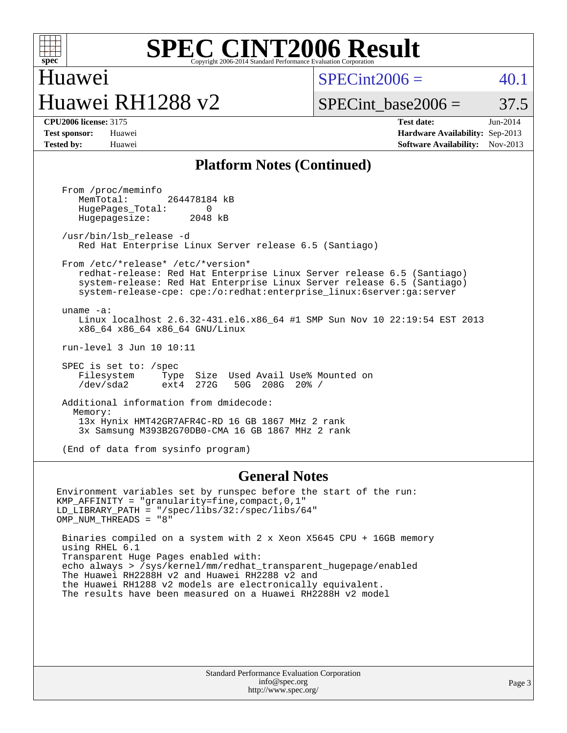## Platform Notes (Continued)

```
From /proc/meminfo
   MemTotal:       264478184 kB
   HugePages_Total:       0
   Hugepagesize:       2048 kB

/usr/bin/lsb_release -d
   Red Hat Enterprise Linux Server release 6.5 (Santiago)

From /etc/*release* /etc/*version*
   redhat-release: Red Hat Enterprise Linux Server release 6.5 (Santiago)
   system-release: Red Hat Enterprise Linux Server release 6.5 (Santiago)
   system-release-cpe: cpe:/o:redhat:enterprise_linux:6server:ga:server

uname -a:
   Linux localhost 2.6.32-431.el6.x86_64 #1 SMP Sun Nov 10 22:19:54 EST 2013
   x86_64 x86_64 x86_64 GNU/Linux

run-level 3 Jun 10 10:11

SPEC is set to: /spec
   Filesystem     Type  Size  Used Avail Use% Mounted on
   /dev/sda2      ext4  272G   50G  208G  20% /

Additional information from dmidecode:
  Memory:
   13x Hynix HMT42GR7AFR4C-RD 16 GB 1867 MHz 2 rank
   3x Samsung M393B2G70DB0-CMA 16 GB 1867 MHz 2 rank

(End of data from sysinfo program)
```

## General Notes

```
Environment variables set by runspec before the start of the run:
KMP_AFFINITY = "granularity=fine,compact,0,1"
LD_LIBRARY_PATH = "/spec/libs/32:/spec/libs/64"
OMP_NUM_THREADS = "8"

 Binaries compiled on a system with 2 x Xeon X5645 CPU + 16GB memory
 using RHEL 6.1
 Transparent Huge Pages enabled with:
 echo always > /sys/kernel/mm/redhat_transparent_hugepage/enabled
 The Huawei RH2288H v2 and Huawei RH2288 v2 and
 the Huawei RH1288 v2 models are electronically equivalent.
 The results have been measured on a Huawei RH2288H v2 model
```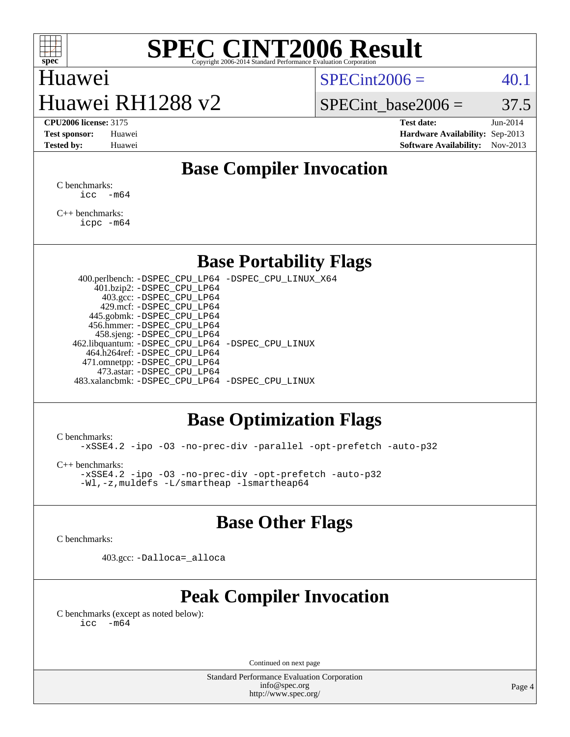# SPEC CINT2006 Result

Copyright 2006-2014 Standard Performance Evaluation Corporation

Huawei
Huawei RH1288 v2

SPECint2006 = 40.1
SPECint_base2006 = 37.5

**CPU2006 license:** 3175
**Test sponsor:** Huawei
**Tested by:** Huawei

**Test date:** Jun-2014
**Hardware Availability:** Sep-2013
**Software Availability:** Nov-2013

## Base Compiler Invocation

C benchmarks:
```
icc   -m64
```

C++ benchmarks:
```
icpc -m64
```

## Base Portability Flags

```
400.perlbench: -DSPEC_CPU_LP64 -DSPEC_CPU_LINUX_X64
    401.bzip2: -DSPEC_CPU_LP64
      403.gcc: -DSPEC_CPU_LP64
      429.mcf: -DSPEC_CPU_LP64
   445.gobmk: -DSPEC_CPU_LP64
   456.hmmer: -DSPEC_CPU_LP64
   458.sjeng: -DSPEC_CPU_LP64
462.libquantum: -DSPEC_CPU_LP64 -DSPEC_CPU_LINUX
 464.h264ref: -DSPEC_CPU_LP64
 471.omnetpp: -DSPEC_CPU_LP64
    473.astar: -DSPEC_CPU_LP64
483.xalancbmk: -DSPEC_CPU_LP64 -DSPEC_CPU_LINUX
```

## Base Optimization Flags

C benchmarks:
```
-xSSE4.2 -ipo -O3 -no-prec-div -parallel -opt-prefetch -auto-p32
```

C++ benchmarks:
```
-xSSE4.2 -ipo -O3 -no-prec-div -opt-prefetch -auto-p32
-Wl,-z,muldefs -L/smartheap -lsmartheap64
```

## Base Other Flags

C benchmarks:

```
403.gcc: -Dalloca=_alloca
```

## Peak Compiler Invocation

C benchmarks (except as noted below):
```
icc   -m64
```

Continued on next page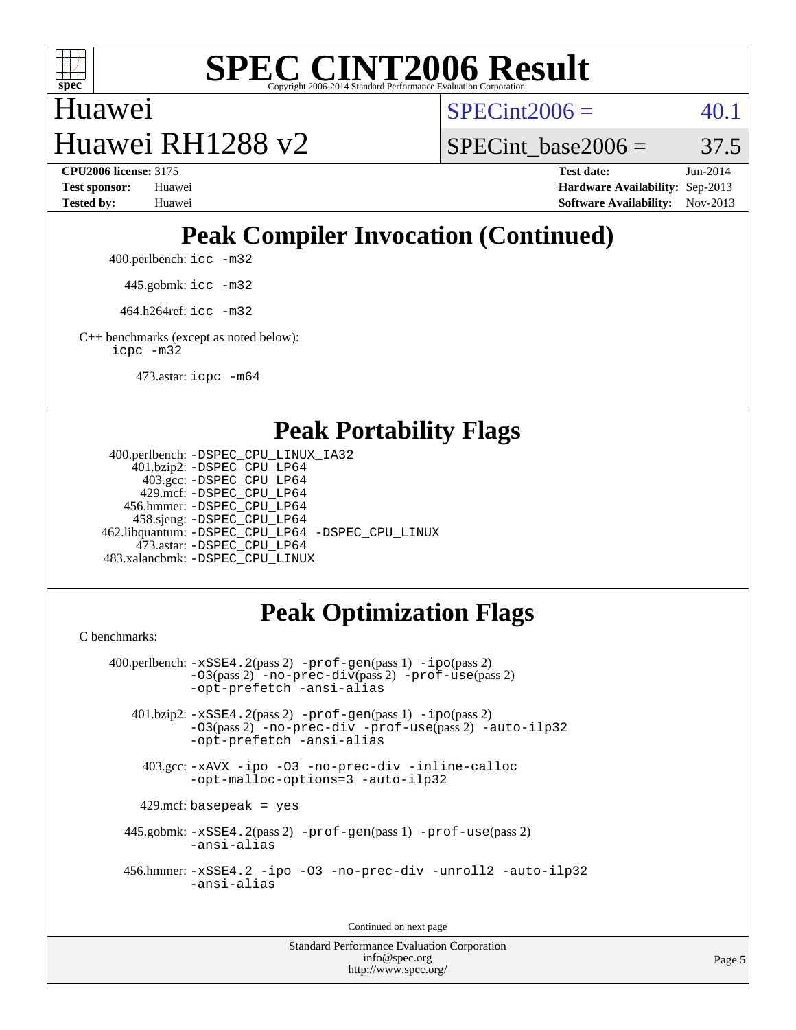# SPEC CINT2006 Result

Huawei
Huawei RH1288 v2

SPECint2006 = 40.1
SPECint_base2006 = 37.5

**CPU2006 license:** 3175
**Test sponsor:** Huawei
**Tested by:** Huawei

**Test date:** Jun-2014
**Hardware Availability:** Sep-2013
**Software Availability:** Nov-2013

## Peak Compiler Invocation (Continued)

400.perlbench: `icc -m32`

445.gobmk: `icc -m32`

464.h264ref: `icc -m32`

C++ benchmarks (except as noted below):
`icpc -m32`

473.astar: `icpc -m64`

## Peak Portability Flags

400.perlbench: `-DSPEC_CPU_LINUX_IA32`
401.bzip2: `-DSPEC_CPU_LP64`
403.gcc: `-DSPEC_CPU_LP64`
429.mcf: `-DSPEC_CPU_LP64`
456.hmmer: `-DSPEC_CPU_LP64`
458.sjeng: `-DSPEC_CPU_LP64`
462.libquantum: `-DSPEC_CPU_LP64 -DSPEC_CPU_LINUX`
473.astar: `-DSPEC_CPU_LP64`
483.xalancbmk: `-DSPEC_CPU_LINUX`

## Peak Optimization Flags

C benchmarks:

400.perlbench: `-xSSE4.2`(pass 2) `-prof-gen`(pass 1) `-ipo`(pass 2) `-O3`(pass 2) `-no-prec-div`(pass 2) `-prof-use`(pass 2) `-opt-prefetch -ansi-alias`

401.bzip2: `-xSSE4.2`(pass 2) `-prof-gen`(pass 1) `-ipo`(pass 2) `-O3`(pass 2) `-no-prec-div -prof-use`(pass 2) `-auto-ilp32 -opt-prefetch -ansi-alias`

403.gcc: `-xAVX -ipo -O3 -no-prec-div -inline-calloc -opt-malloc-options=3 -auto-ilp32`

429.mcf: `basepeak = yes`

445.gobmk: `-xSSE4.2`(pass 2) `-prof-gen`(pass 1) `-prof-use`(pass 2) `-ansi-alias`

456.hmmer: `-xSSE4.2 -ipo -O3 -no-prec-div -unroll2 -auto-ilp32 -ansi-alias`

Continued on next page

Standard Performance Evaluation Corporation
info@spec.org
http://www.spec.org/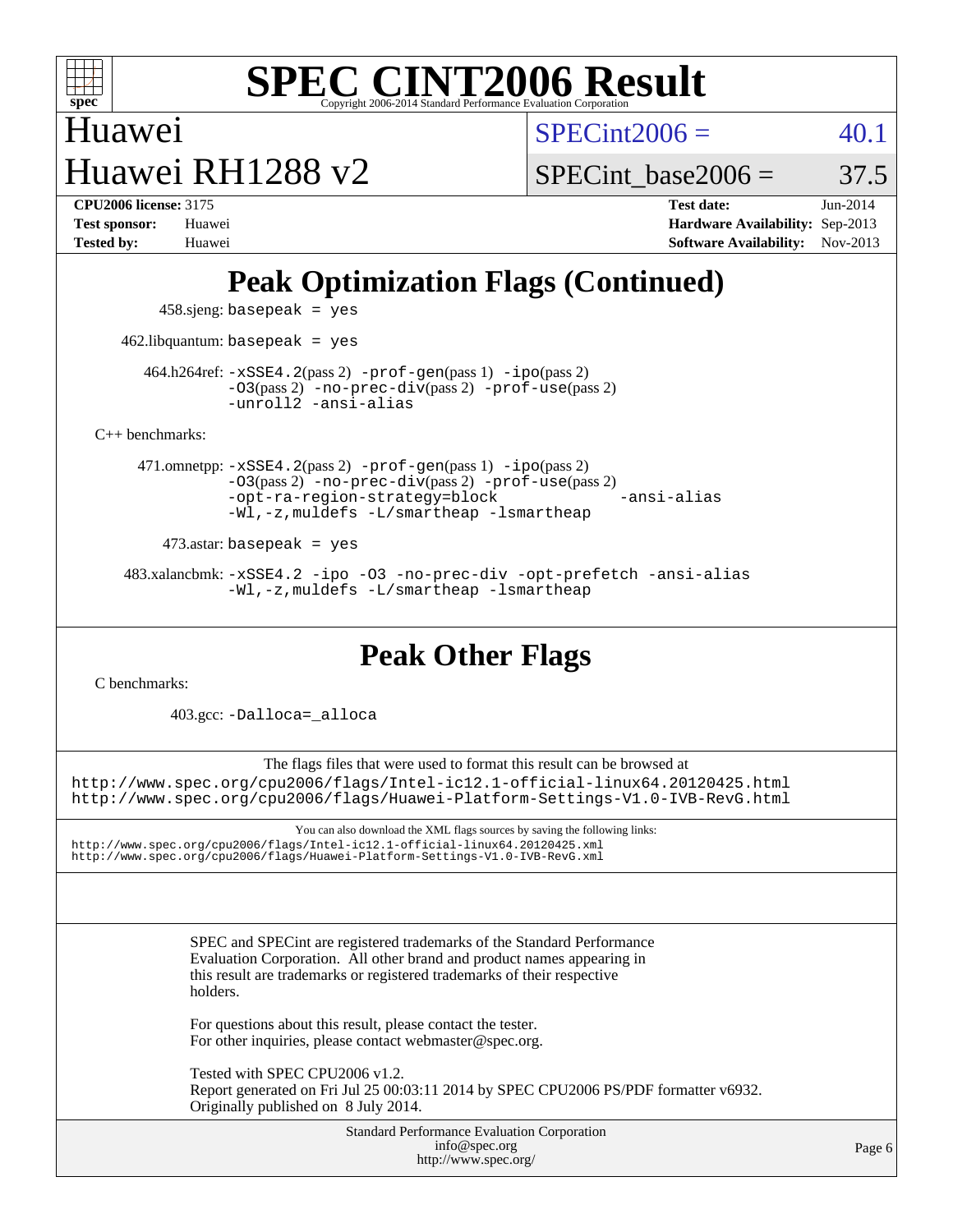# Peak Optimization Flags (Continued)

458.sjeng: basepeak = yes

462.libquantum: basepeak = yes

464.h264ref: -xSSE4.2(pass 2) -prof-gen(pass 1) -ipo(pass 2) -O3(pass 2) -no-prec-div(pass 2) -prof-use(pass 2) -unroll2 -ansi-alias

C++ benchmarks:

471.omnetpp: -xSSE4.2(pass 2) -prof-gen(pass 1) -ipo(pass 2) -O3(pass 2) -no-prec-div(pass 2) -prof-use(pass 2) -opt-ra-region-strategy=block -ansi-alias -Wl,-z,muldefs -L/smartheap -lsmartheap

473.astar: basepeak = yes

483.xalancbmk: -xSSE4.2 -ipo -O3 -no-prec-div -opt-prefetch -ansi-alias -Wl,-z,muldefs -L/smartheap -lsmartheap

# Peak Other Flags

C benchmarks:

403.gcc: -Dalloca=_alloca

The flags files that were used to format this result can be browsed at
http://www.spec.org/cpu2006/flags/Intel-ic12.1-official-linux64.20120425.html
http://www.spec.org/cpu2006/flags/Huawei-Platform-Settings-V1.0-IVB-RevG.html

You can also download the XML flags sources by saving the following links:
http://www.spec.org/cpu2006/flags/Intel-ic12.1-official-linux64.20120425.xml
http://www.spec.org/cpu2006/flags/Huawei-Platform-Settings-V1.0-IVB-RevG.xml

SPEC and SPECint are registered trademarks of the Standard Performance Evaluation Corporation. All other brand and product names appearing in this result are trademarks or registered trademarks of their respective holders.

For questions about this result, please contact the tester.
For other inquiries, please contact webmaster@spec.org.

Tested with SPEC CPU2006 v1.2.
Report generated on Fri Jul 25 00:03:11 2014 by SPEC CPU2006 PS/PDF formatter v6932.
Originally published on 8 July 2014.